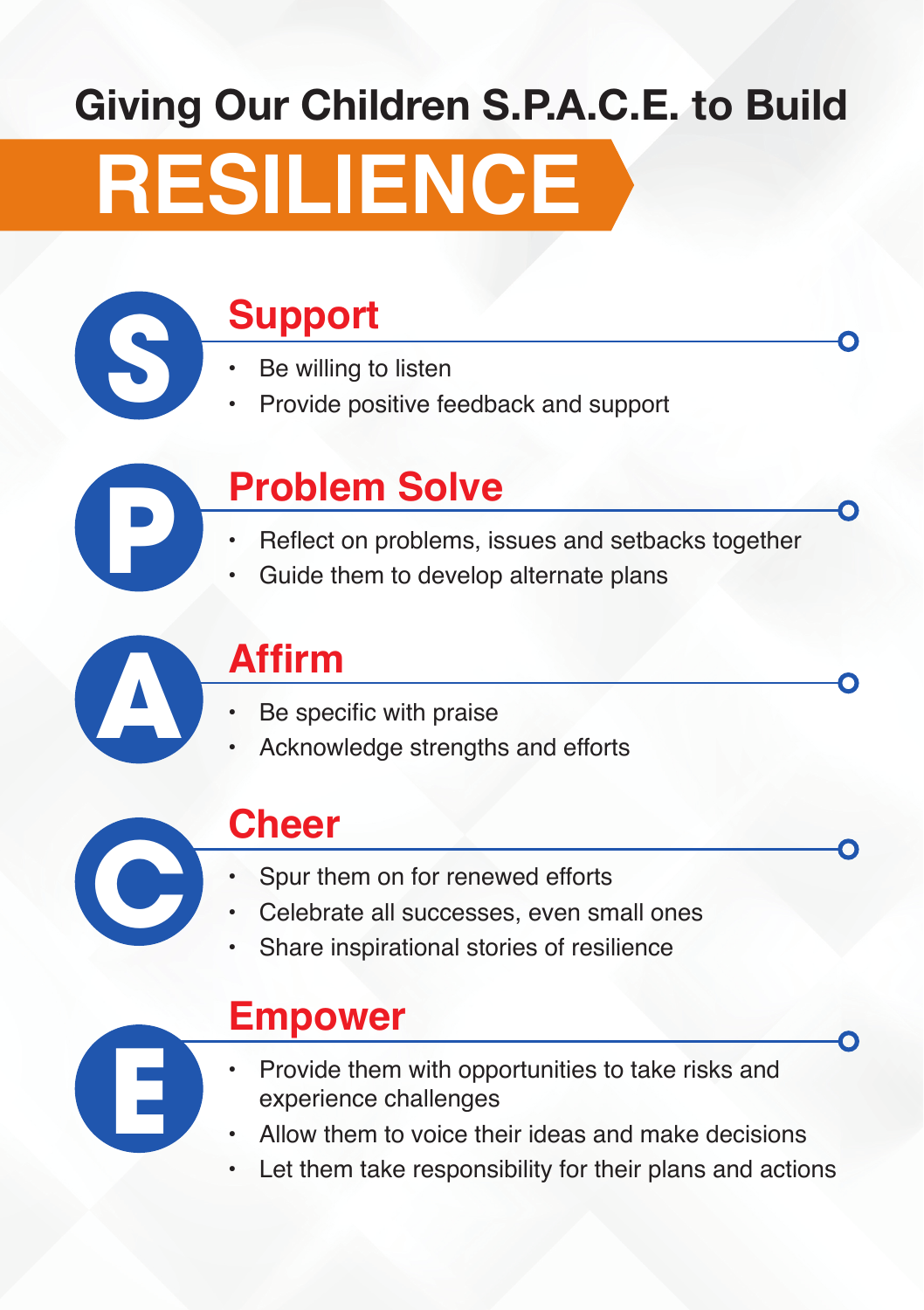# Giving Our Children S.P.A.C.E. to Build RESILIENCE

## S — Support

- Be willing to listen
- Provide positive feedback and support

## P — Problem Solve

- Reflect on problems, issues and setbacks together
- Guide them to develop alternate plans

## A — Affirm

- Be specific with praise
- Acknowledge strengths and efforts

## C — Cheer

- Spur them on for renewed efforts
- Celebrate all successes, even small ones
- Share inspirational stories of resilience

## E — Empower

- Provide them with opportunities to take risks and experience challenges
- Allow them to voice their ideas and make decisions
- Let them take responsibility for their plans and actions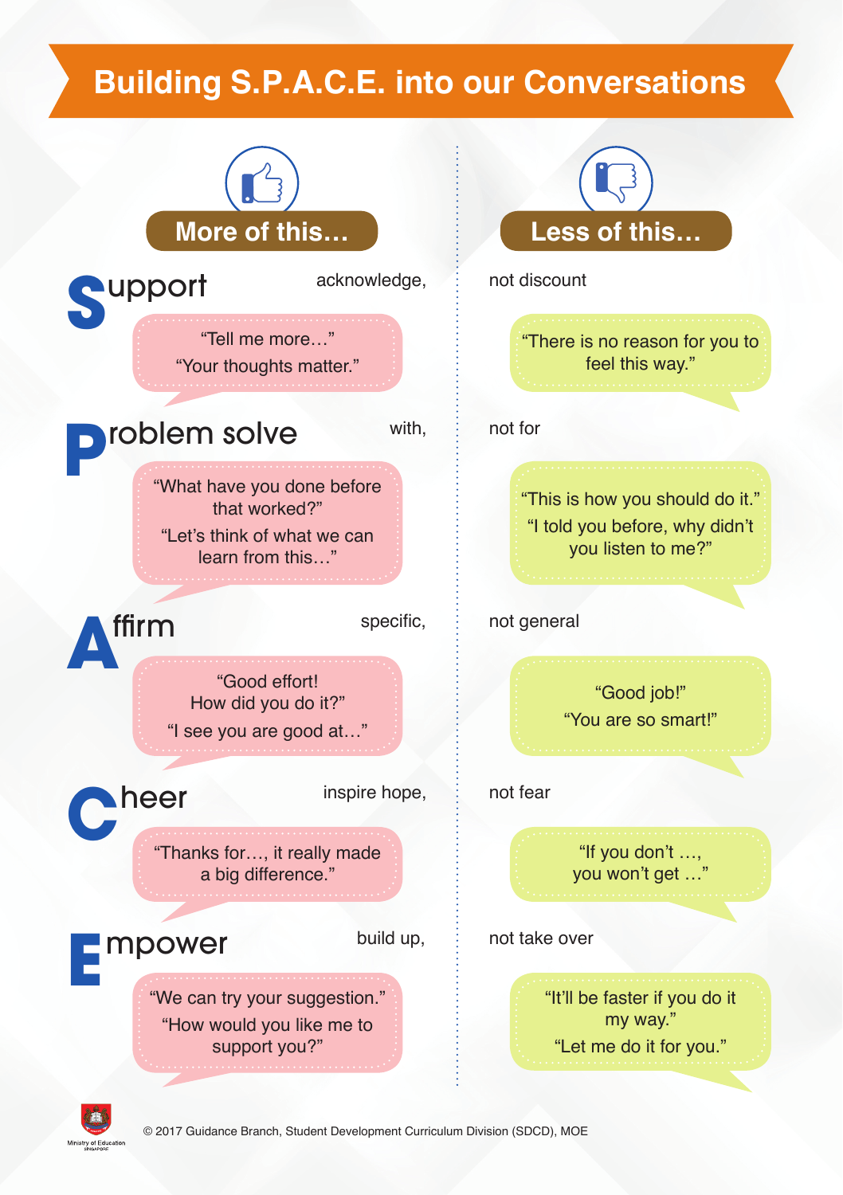# Building S.P.A.C.E. into our Conversations

**More of this…** | **Less of this…**

## Support

acknowledge, not discount

**More of this:**
"Tell me more…"
"Your thoughts matter."

**Less of this:**
"There is no reason for you to feel this way."

## Problem solve

with, not for

**More of this:**
"What have you done before that worked?"
"Let's think of what we can learn from this…"

**Less of this:**
"This is how you should do it."
"I told you before, why didn't you listen to me?"

## Affirm

specific, not general

**More of this:**
"Good effort! How did you do it?"
"I see you are good at…"

**Less of this:**
"Good job!"
"You are so smart!"

## Cheer

inspire hope, not fear

**More of this:**
"Thanks for…, it really made a big difference."

**Less of this:**
"If you don't …, you won't get …"

## Empower

build up, not take over

**More of this:**
"We can try your suggestion."
"How would you like me to support you?"

**Less of this:**
"It'll be faster if you do it my way."
"Let me do it for you."

Ministry of Education SINGAPORE

© 2017 Guidance Branch, Student Development Curriculum Division (SDCD), MOE